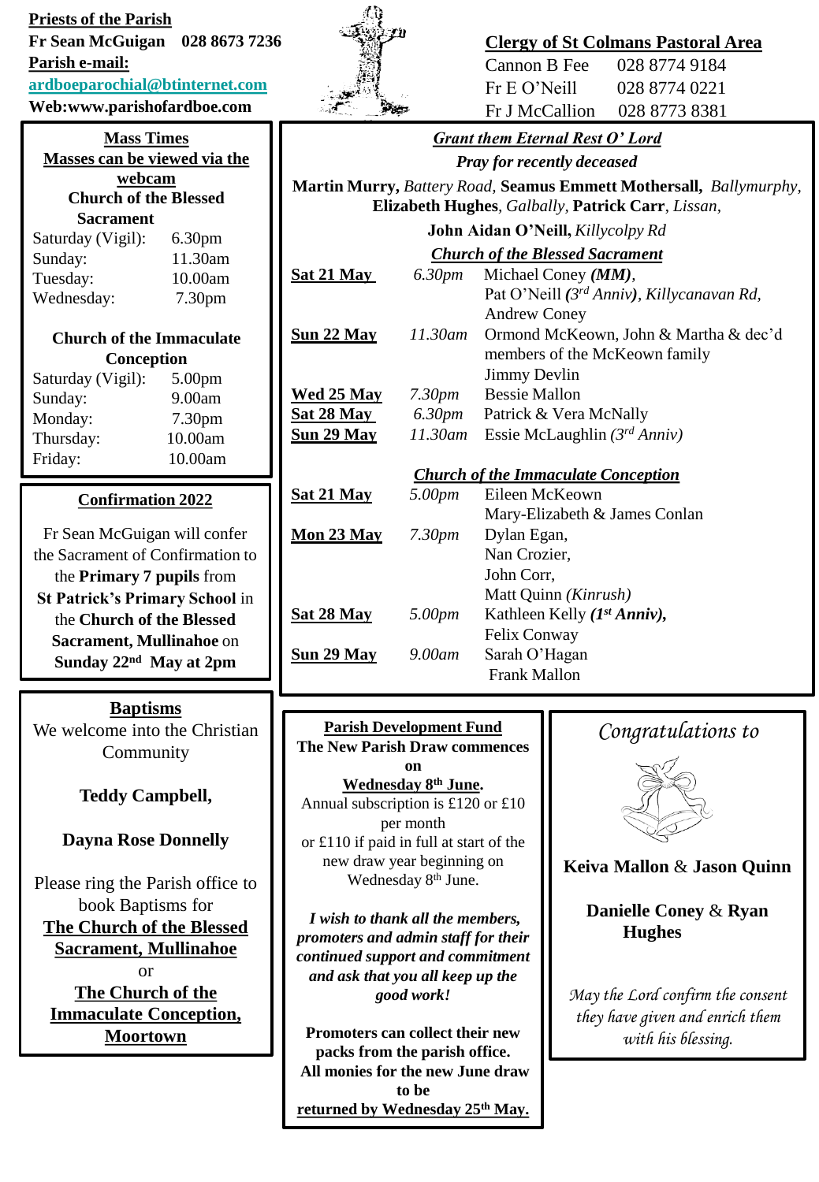**Priests of the Parish**

**Fr Sean McGuigan 028 8673 7236**

**Parish e-mail:**

**ardboeparochial@btinternet.com**

**Web:www.parishofardboe.com**

**Clergy of St Colmans Pastoral Area**

| | |
|---|---|
| Cannon B Fee | 028 8774 9184 |
| Fr E O'Neill | 028 8774 0221 |
| Fr J McCallion | 028 8773 8381 |

## Mass Times

**Masses can be viewed via the webcam**

**Church of the Blessed Sacrament**

| | |
|---|---|
| Saturday (Vigil): | 6.30pm |
| Sunday: | 11.30am |
| Tuesday: | 10.00am |
| Wednesday: | 7.30pm |

**Church of the Immaculate Conception**

| | |
|---|---|
| Saturday (Vigil): | 5.00pm |
| Sunday: | 9.00am |
| Monday: | 7.30pm |
| Thursday: | 10.00am |
| Friday: | 10.00am |

## Confirmation 2022

Fr Sean McGuigan will confer the Sacrament of Confirmation to the **Primary 7 pupils** from **St Patrick's Primary School** in the **Church of the Blessed Sacrament, Mullinahoe** on **Sunday 22nd May at 2pm**

## Baptisms

We welcome into the Christian Community

**Teddy Campbell,**

**Dayna Rose Donnelly**

Please ring the Parish office to book Baptisms for **The Church of the Blessed Sacrament, Mullinahoe** or **The Church of the Immaculate Conception, Moortown**

## *Grant them Eternal Rest O' Lord*

***Pray for recently deceased***

**Martin Murry,** *Battery Road,* **Seamus Emmett Mothersall,** *Ballymurphy,* **Elizabeth Hughes**, *Galbally,* **Patrick Carr**, *Lissan,* **John Aidan O'Neill,** *Killycolpy Rd*

### *Church of the Blessed Sacrament*

| | | |
|---|---|---|
| **Sat 21 May** | *6.30pm* | Michael Coney ***(MM)***, Pat O'Neill ***(****3rd Anniv****)***, *Killycanavan Rd,* Andrew Coney |
| **Sun 22 May** | *11.30am* | Ormond McKeown, John & Martha & dec'd members of the McKeown family, Jimmy Devlin |
| **Wed 25 May** | *7.30pm* | Bessie Mallon |
| **Sat 28 May** | *6.30pm* | Patrick & Vera McNally |
| **Sun 29 May** | *11.30am* | Essie McLaughlin *(3rd Anniv)* |

### *Church of the Immaculate Conception*

| | | |
|---|---|---|
| **Sat 21 May** | *5.00pm* | Eileen McKeown, Mary-Elizabeth & James Conlan |
| **Mon 23 May** | *7.30pm* | Dylan Egan, Nan Crozier, John Corr, Matt Quinn *(Kinrush)* |
| **Sat 28 May** | *5.00pm* | Kathleen Kelly ***(1st Anniv),*** Felix Conway |
| **Sun 29 May** | *9.00am* | Sarah O'Hagan, Frank Mallon |

## Parish Development Fund

**The New Parish Draw commences on Wednesday 8th June.**

Annual subscription is £120 or £10 per month or £110 if paid in full at start of the new draw year beginning on Wednesday 8th June.

***I wish to thank all the members, promoters and admin staff for their continued support and commitment and ask that you all keep up the good work!***

**Promoters can collect their new packs from the parish office. All monies for the new June draw to be returned by Wednesday 25th May.**

## *Congratulations to*

**Keiva Mallon & Jason Quinn**

**Danielle Coney & Ryan Hughes**

*May the Lord confirm the consent they have given and enrich them with his blessing.*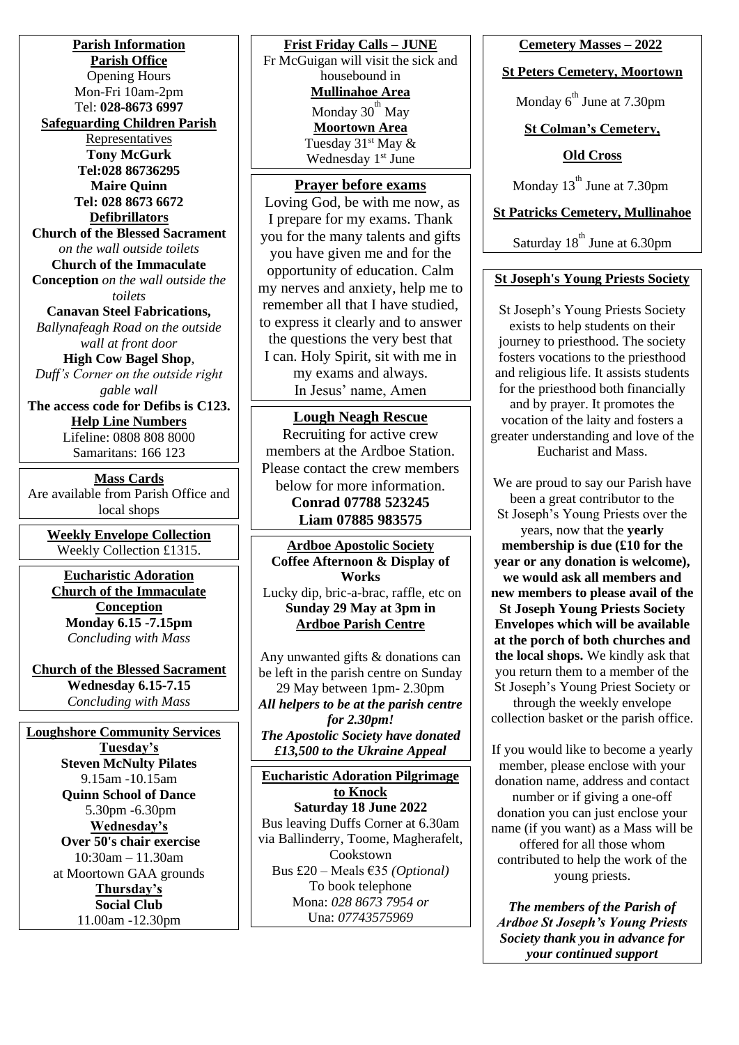## Parish Information

**Parish Office**

Opening Hours
Mon-Fri 10am-2pm
Tel: **028-8673 6997**

**Safeguarding Children Parish**
Representatives
**Tony McGurk**
**Tel:028 86736295**
**Maire Quinn**
**Tel: 028 8673 6672**

**Defibrillators**

**Church of the Blessed Sacrament** *on the wall outside toilets*
**Church of the Immaculate Conception** *on the wall outside the toilets*
**Canavan Steel Fabrications,** *Ballynafeagh Road on the outside wall at front door*
**High Cow Bagel Shop**, *Duff's Corner on the outside right gable wall*
**The access code for Defibs is C123.**

**Help Line Numbers**
Lifeline: 0808 808 8000
Samaritans: 166 123

**Mass Cards**

Are available from Parish Office and local shops

**Weekly Envelope Collection**

Weekly Collection £1315.

**Eucharistic Adoration**

**Church of the Immaculate Conception**
**Monday 6.15 -7.15pm**
*Concluding with Mass*

**Church of the Blessed Sacrament**
**Wednesday 6.15-7.15**
*Concluding with Mass*

**Loughshore Community Services**

**Tuesday's**
**Steven McNulty Pilates**
9.15am -10.15am
**Quinn School of Dance**
5.30pm -6.30pm

**Wednesday's**
**Over 50's chair exercise**
10:30am – 11.30am
at Moortown GAA grounds

**Thursday's**
**Social Club**
11.00am -12.30pm

**Frist Friday Calls – JUNE**

Fr McGuigan will visit the sick and housebound in

**Mullinahoe Area**
Monday 30th May

**Moortown Area**
Tuesday 31st May & Wednesday 1st June

**Prayer before exams**

Loving God, be with me now, as I prepare for my exams. Thank you for the many talents and gifts you have given me and for the opportunity of education. Calm my nerves and anxiety, help me to remember all that I have studied, to express it clearly and to answer the questions the very best that I can. Holy Spirit, sit with me in my exams and always.
In Jesus' name, Amen

**Lough Neagh Rescue**

Recruiting for active crew members at the Ardboe Station. Please contact the crew members below for more information.
**Conrad 07788 523245**
**Liam 07885 983575**

**Ardboe Apostolic Society**
**Coffee Afternoon & Display of Works**

Lucky dip, bric-a-brac, raffle, etc on **Sunday 29 May at 3pm in Ardboe Parish Centre**

Any unwanted gifts & donations can be left in the parish centre on Sunday 29 May between 1pm- 2.30pm
***All helpers to be at the parish centre for 2.30pm!***
***The Apostolic Society have donated £13,500 to the Ukraine Appeal***

**Eucharistic Adoration Pilgrimage to Knock**
**Saturday 18 June 2022**

Bus leaving Duffs Corner at 6.30am via Ballinderry, Toome, Magherafelt, Cookstown
Bus £20 – Meals €35 *(Optional)*
To book telephone
Mona: *028 8673 7954 or*
Una: *07743575969*

**Cemetery Masses – 2022**

**St Peters Cemetery, Moortown**
Monday 6th June at 7.30pm

**St Colman's Cemetery, Old Cross**
Monday 13th June at 7.30pm

**St Patricks Cemetery, Mullinahoe**
Saturday 18th June at 6.30pm

**St Joseph's Young Priests Society**

St Joseph's Young Priests Society exists to help students on their journey to priesthood. The society fosters vocations to the priesthood and religious life. It assists students for the priesthood both financially and by prayer. It promotes the vocation of the laity and fosters a greater understanding and love of the Eucharist and Mass.

We are proud to say our Parish have been a great contributor to the St Joseph's Young Priests over the years, now that the **yearly membership is due (£10 for the year or any donation is welcome), we would ask all members and new members to please avail of the St Joseph Young Priests Society Envelopes which will be available at the porch of both churches and the local shops.** We kindly ask that you return them to a member of the St Joseph's Young Priest Society or through the weekly envelope collection basket or the parish office.

If you would like to become a yearly member, please enclose with your donation name, address and contact number or if giving a one-off donation you can just enclose your name (if you want) as a Mass will be offered for all those whom contributed to help the work of the young priests.

***The members of the Parish of Ardboe St Joseph's Young Priests Society thank you in advance for your continued support***